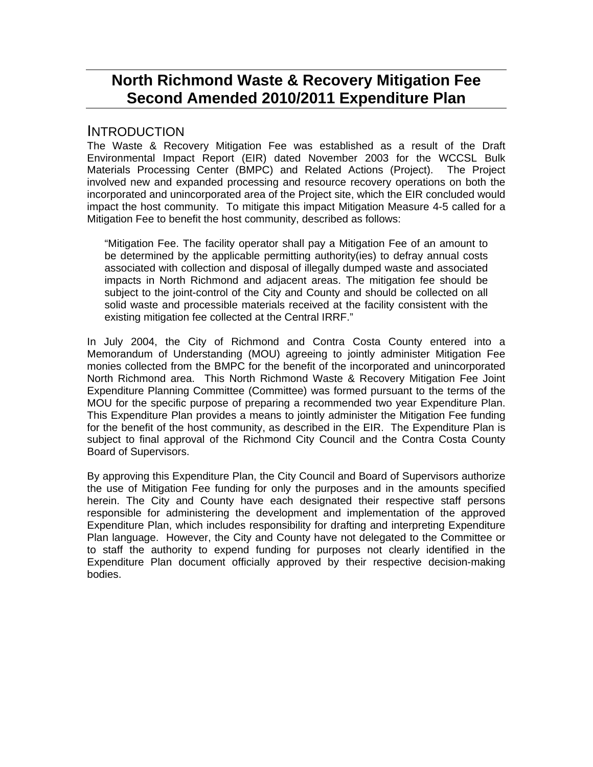# North Richmond Waste & Recovery Mitigation Fee Second Amended 2010/2011 Expenditure Plan

## INTRODUCTION

The Waste & Recovery Mitigation Fee was established as a result of the Draft Environmental Impact Report (EIR) dated November 2003 for the WCCSL Bulk Materials Processing Center (BMPC) and Related Actions (Project). The Project involved new and expanded processing and resource recovery operations on both the incorporated and unincorporated area of the Project site, which the EIR concluded would impact the host community. To mitigate this impact Mitigation Measure 4-5 called for a Mitigation Fee to benefit the host community, described as follows:

> "Mitigation Fee. The facility operator shall pay a Mitigation Fee of an amount to be determined by the applicable permitting authority(ies) to defray annual costs associated with collection and disposal of illegally dumped waste and associated impacts in North Richmond and adjacent areas. The mitigation fee should be subject to the joint-control of the City and County and should be collected on all solid waste and processible materials received at the facility consistent with the existing mitigation fee collected at the Central IRRF."

In July 2004, the City of Richmond and Contra Costa County entered into a Memorandum of Understanding (MOU) agreeing to jointly administer Mitigation Fee monies collected from the BMPC for the benefit of the incorporated and unincorporated North Richmond area. This North Richmond Waste & Recovery Mitigation Fee Joint Expenditure Planning Committee (Committee) was formed pursuant to the terms of the MOU for the specific purpose of preparing a recommended two year Expenditure Plan. This Expenditure Plan provides a means to jointly administer the Mitigation Fee funding for the benefit of the host community, as described in the EIR. The Expenditure Plan is subject to final approval of the Richmond City Council and the Contra Costa County Board of Supervisors.

By approving this Expenditure Plan, the City Council and Board of Supervisors authorize the use of Mitigation Fee funding for only the purposes and in the amounts specified herein. The City and County have each designated their respective staff persons responsible for administering the development and implementation of the approved Expenditure Plan, which includes responsibility for drafting and interpreting Expenditure Plan language. However, the City and County have not delegated to the Committee or to staff the authority to expend funding for purposes not clearly identified in the Expenditure Plan document officially approved by their respective decision-making bodies.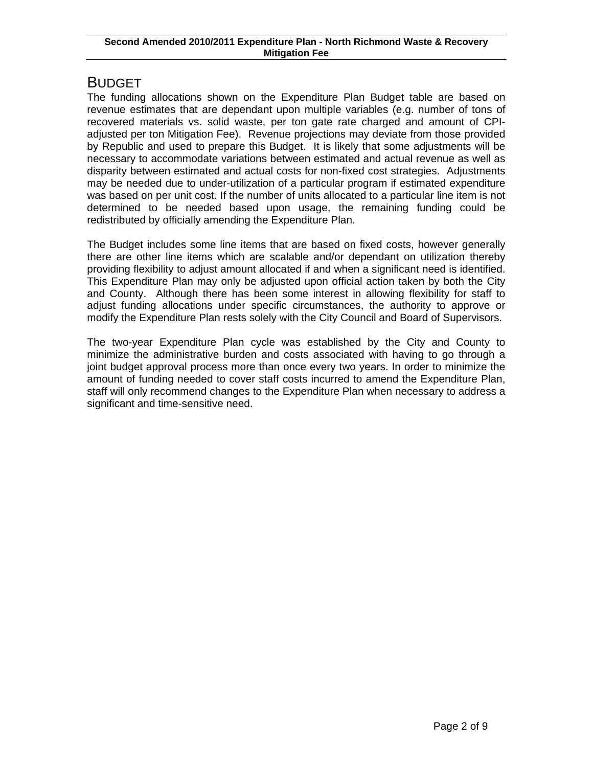## BUDGET

The funding allocations shown on the Expenditure Plan Budget table are based on revenue estimates that are dependant upon multiple variables (e.g. number of tons of recovered materials vs. solid waste, per ton gate rate charged and amount of CPI-adjusted per ton Mitigation Fee). Revenue projections may deviate from those provided by Republic and used to prepare this Budget. It is likely that some adjustments will be necessary to accommodate variations between estimated and actual revenue as well as disparity between estimated and actual costs for non-fixed cost strategies. Adjustments may be needed due to under-utilization of a particular program if estimated expenditure was based on per unit cost. If the number of units allocated to a particular line item is not determined to be needed based upon usage, the remaining funding could be redistributed by officially amending the Expenditure Plan.

The Budget includes some line items that are based on fixed costs, however generally there are other line items which are scalable and/or dependant on utilization thereby providing flexibility to adjust amount allocated if and when a significant need is identified. This Expenditure Plan may only be adjusted upon official action taken by both the City and County. Although there has been some interest in allowing flexibility for staff to adjust funding allocations under specific circumstances, the authority to approve or modify the Expenditure Plan rests solely with the City Council and Board of Supervisors.

The two-year Expenditure Plan cycle was established by the City and County to minimize the administrative burden and costs associated with having to go through a joint budget approval process more than once every two years. In order to minimize the amount of funding needed to cover staff costs incurred to amend the Expenditure Plan, staff will only recommend changes to the Expenditure Plan when necessary to address a significant and time-sensitive need.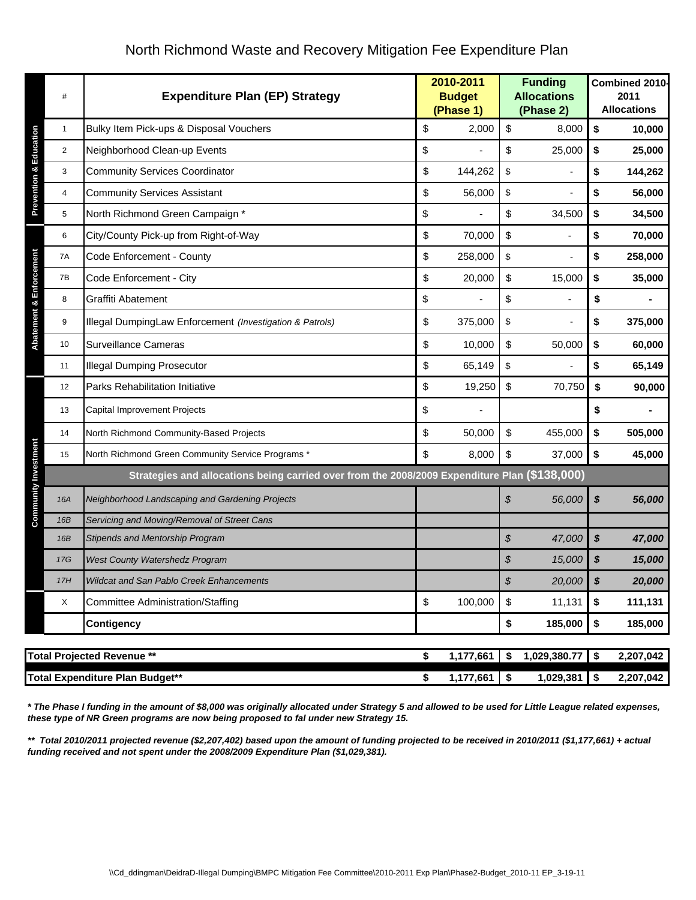# North Richmond Waste and Recovery Mitigation Fee Expenditure Plan

| Category | # | Expenditure Plan (EP) Strategy | 2010-2011 Budget (Phase 1) | Funding Allocations (Phase 2) | Combined 2010-2011 Allocations |
|---|---|---|---|---|---|
| Prevention & Education | 1 | Bulky Item Pick-ups & Disposal Vouchers | $ 2,000 | $ 8,000 | **$ 10,000** |
| | 2 | Neighborhood Clean-up Events | $ - | $ 25,000 | **$ 25,000** |
| | 3 | Community Services Coordinator | $ 144,262 | $ - | **$ 144,262** |
| | 4 | Community Services Assistant | $ 56,000 | $ - | **$ 56,000** |
| | 5 | North Richmond Green Campaign * | $ - | $ 34,500 | **$ 34,500** |
| Abatement & Enforcement | 6 | City/County Pick-up from Right-of-Way | $ 70,000 | $ - | **$ 70,000** |
| | 7A | Code Enforcement - County | $ 258,000 | $ - | **$ 258,000** |
| | 7B | Code Enforcement - City | $ 20,000 | $ 15,000 | **$ 35,000** |
| | 8 | Graffiti Abatement | $ - | $ - | **$ -** |
| | 9 | Illegal DumpingLaw Enforcement *(Investigation & Patrols)* | $ 375,000 | $ - | **$ 375,000** |
| | 10 | Surveillance Cameras | $ 10,000 | $ 50,000 | **$ 60,000** |
| | 11 | Illegal Dumping Prosecutor | $ 65,149 | $ - | **$ 65,149** |
| Community Investment | 12 | Parks Rehabilitation Initiative | $ 19,250 | $ 70,750 | **$ 90,000** |
| | 13 | Capital Improvement Projects | $ - | | **$ -** |
| | 14 | North Richmond Community-Based Projects | $ 50,000 | $ 455,000 | **$ 505,000** |
| | 15 | North Richmond Green Community Service Programs * | $ 8,000 | $ 37,000 | **$ 45,000** |
| | | **Strategies and allocations being carried over from the 2008/2009 Expenditure Plan ($138,000)** | | | |
| | *16A* | *Neighborhood Landscaping and Gardening Projects* | | *$ 56,000* | ***$ 56,000*** |
| | *16B* | *Servicing and Moving/Removal of Street Cans* | | | |
| | *16B* | *Stipends and Mentorship Program* | | *$ 47,000* | ***$ 47,000*** |
| | *17G* | *West County Watershedz Program* | | *$ 15,000* | ***$ 15,000*** |
| | *17H* | *Wildcat and San Pablo Creek Enhancements* | | *$ 20,000* | ***$ 20,000*** |
| | X | Committee Administration/Staffing | $ 100,000 | $ 11,131 | **$ 111,131** |
| | | **Contigency** | | **$ 185,000** | **$ 185,000** |
| | | **Total Projected Revenue \*\*** | **$ 1,177,661** | **$ 1,029,380.77** | **$ 2,207,042** |
| | | **Total Expenditure Plan Budget\*\*** | **$ 1,177,661** | **$ 1,029,381** | **$ 2,207,042** |

***\* The Phase I funding in the amount of $8,000 was originally allocated under Strategy 5 and allowed to be used for Little League related expenses, these type of NR Green programs are now being proposed to fal under new Strategy 15.***

***\*\* Total 2010/2011 projected revenue ($2,207,402) based upon the amount of funding projected to be received in 2010/2011 ($1,177,661) + actual funding received and not spent under the 2008/2009 Expenditure Plan ($1,029,381).***

\\Cd_ddingman\DeidraD-Illegal Dumping\BMPC Mitigation Fee Committee\2010-2011 Exp Plan\Phase2-Budget_2010-11 EP_3-19-11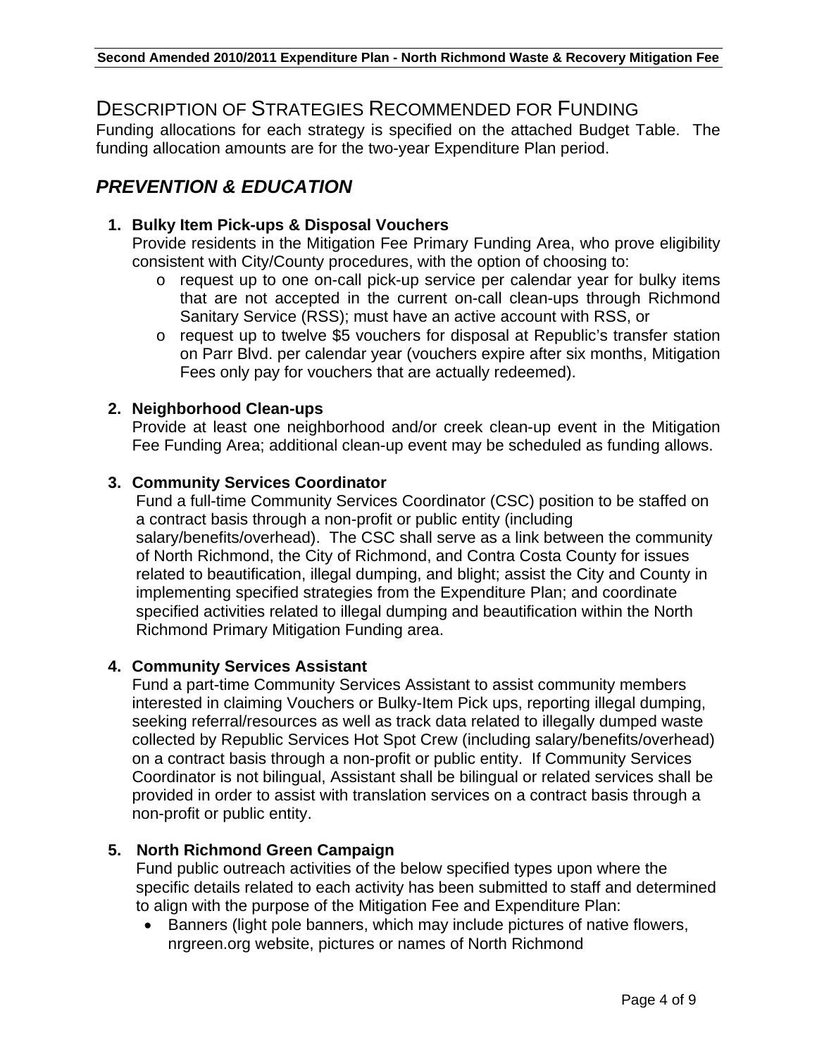## DESCRIPTION OF STRATEGIES RECOMMENDED FOR FUNDING

Funding allocations for each strategy is specified on the attached Budget Table. The funding allocation amounts are for the two-year Expenditure Plan period.

### *PREVENTION & EDUCATION*

1. **Bulky Item Pick-ups & Disposal Vouchers**
   Provide residents in the Mitigation Fee Primary Funding Area, who prove eligibility consistent with City/County procedures, with the option of choosing to:
   - request up to one on-call pick-up service per calendar year for bulky items that are not accepted in the current on-call clean-ups through Richmond Sanitary Service (RSS); must have an active account with RSS, or
   - request up to twelve $5 vouchers for disposal at Republic's transfer station on Parr Blvd. per calendar year (vouchers expire after six months, Mitigation Fees only pay for vouchers that are actually redeemed).

2. **Neighborhood Clean-ups**
   Provide at least one neighborhood and/or creek clean-up event in the Mitigation Fee Funding Area; additional clean-up event may be scheduled as funding allows.

3. **Community Services Coordinator**
   Fund a full-time Community Services Coordinator (CSC) position to be staffed on a contract basis through a non-profit or public entity (including salary/benefits/overhead). The CSC shall serve as a link between the community of North Richmond, the City of Richmond, and Contra Costa County for issues related to beautification, illegal dumping, and blight; assist the City and County in implementing specified strategies from the Expenditure Plan; and coordinate specified activities related to illegal dumping and beautification within the North Richmond Primary Mitigation Funding area.

4. **Community Services Assistant**
   Fund a part-time Community Services Assistant to assist community members interested in claiming Vouchers or Bulky-Item Pick ups, reporting illegal dumping, seeking referral/resources as well as track data related to illegally dumped waste collected by Republic Services Hot Spot Crew (including salary/benefits/overhead) on a contract basis through a non-profit or public entity. If Community Services Coordinator is not bilingual, Assistant shall be bilingual or related services shall be provided in order to assist with translation services on a contract basis through a non-profit or public entity.

5. **North Richmond Green Campaign**
   Fund public outreach activities of the below specified types upon where the specific details related to each activity has been submitted to staff and determined to align with the purpose of the Mitigation Fee and Expenditure Plan:
   - Banners (light pole banners, which may include pictures of native flowers, nrgreen.org website, pictures or names of North Richmond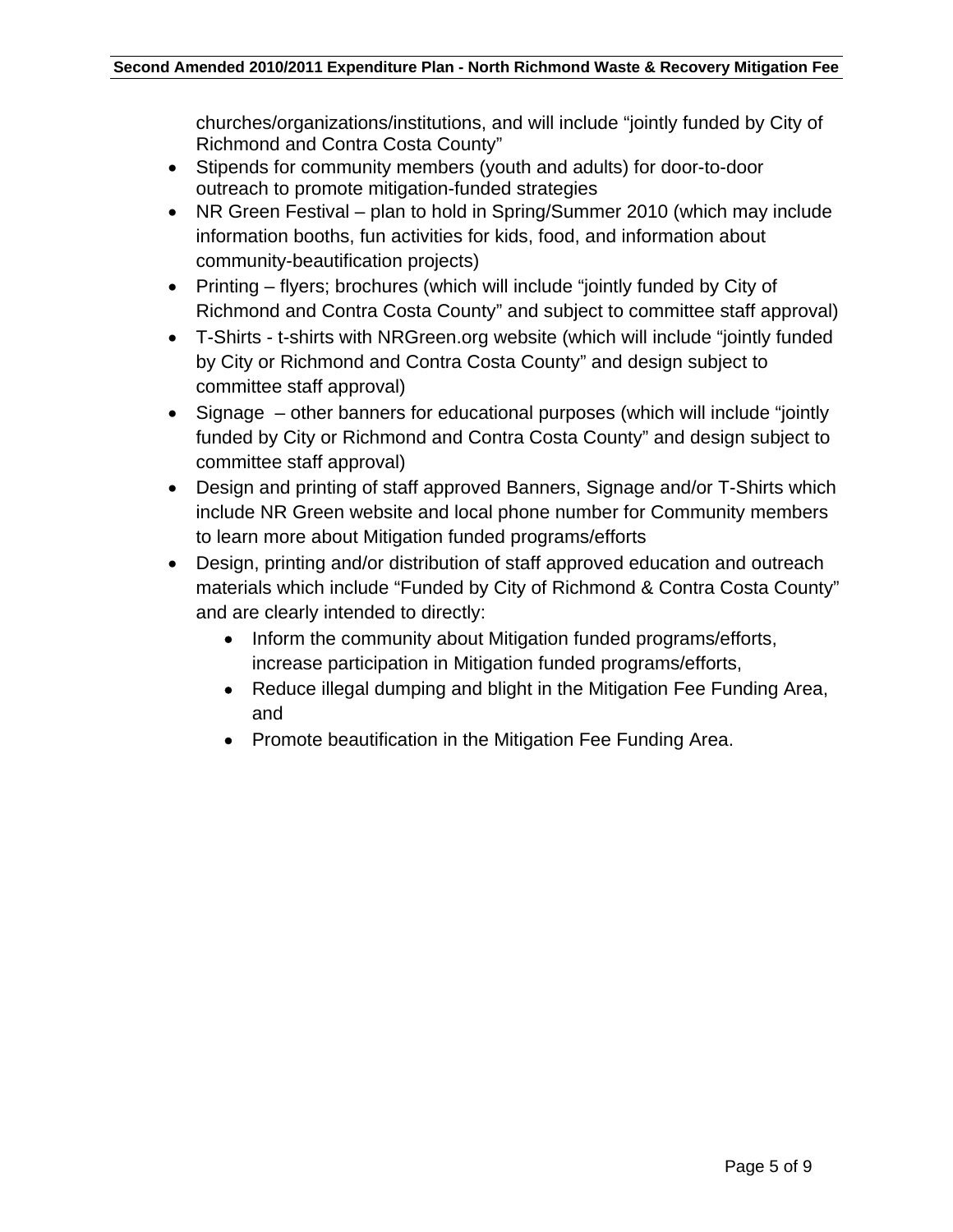churches/organizations/institutions, and will include "jointly funded by City of Richmond and Contra Costa County"

- Stipends for community members (youth and adults) for door-to-door outreach to promote mitigation-funded strategies
- NR Green Festival – plan to hold in Spring/Summer 2010 (which may include information booths, fun activities for kids, food, and information about community-beautification projects)
- Printing – flyers; brochures (which will include "jointly funded by City of Richmond and Contra Costa County" and subject to committee staff approval)
- T-Shirts - t-shirts with NRGreen.org website (which will include "jointly funded by City or Richmond and Contra Costa County" and design subject to committee staff approval)
- Signage – other banners for educational purposes (which will include "jointly funded by City or Richmond and Contra Costa County" and design subject to committee staff approval)
- Design and printing of staff approved Banners, Signage and/or T-Shirts which include NR Green website and local phone number for Community members to learn more about Mitigation funded programs/efforts
- Design, printing and/or distribution of staff approved education and outreach materials which include "Funded by City of Richmond & Contra Costa County" and are clearly intended to directly:
  - Inform the community about Mitigation funded programs/efforts, increase participation in Mitigation funded programs/efforts,
  - Reduce illegal dumping and blight in the Mitigation Fee Funding Area, and
  - Promote beautification in the Mitigation Fee Funding Area.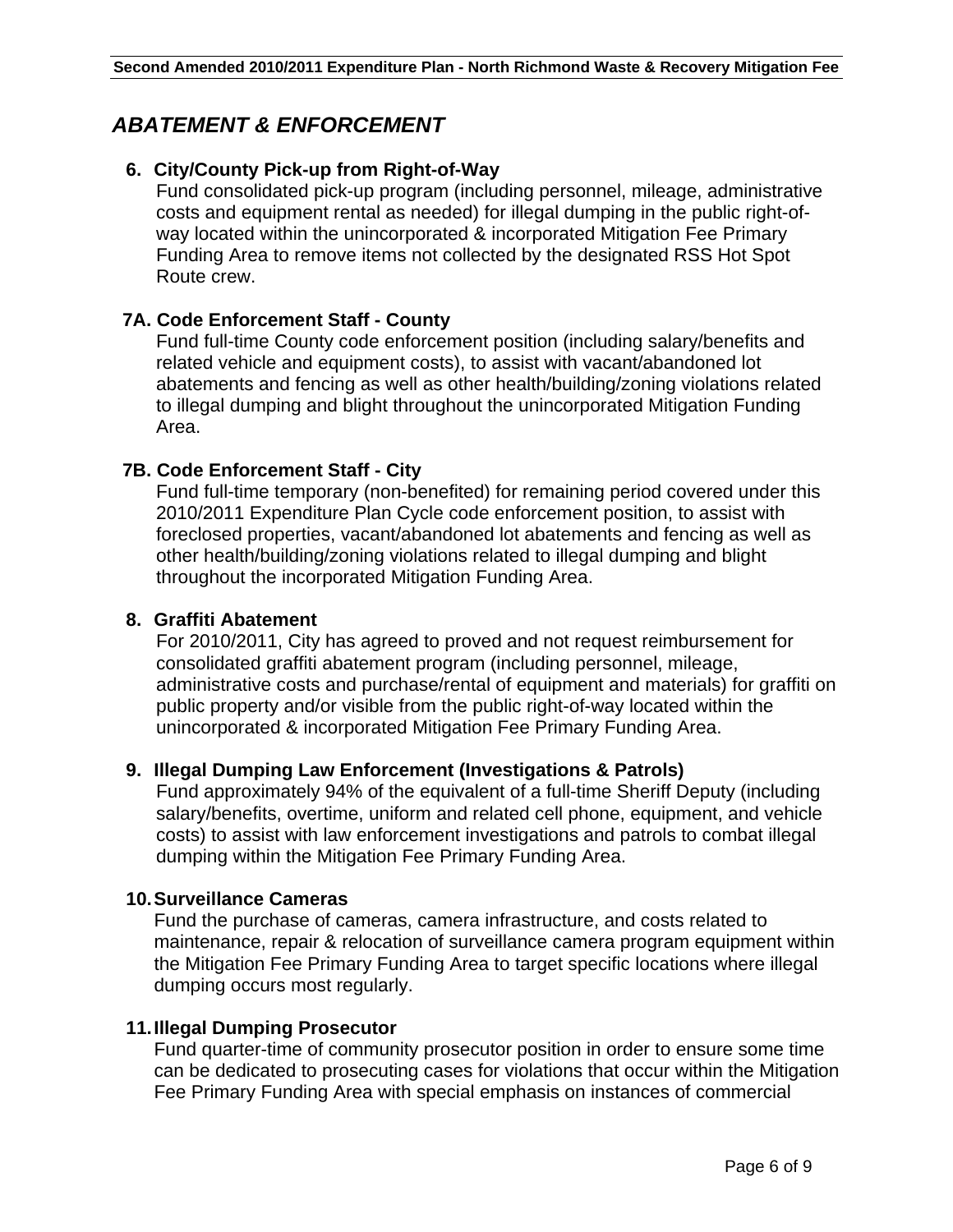## *ABATEMENT & ENFORCEMENT*

**6. City/County Pick-up from Right-of-Way**

Fund consolidated pick-up program (including personnel, mileage, administrative costs and equipment rental as needed) for illegal dumping in the public right-of-way located within the unincorporated & incorporated Mitigation Fee Primary Funding Area to remove items not collected by the designated RSS Hot Spot Route crew.

**7A. Code Enforcement Staff - County**

Fund full-time County code enforcement position (including salary/benefits and related vehicle and equipment costs), to assist with vacant/abandoned lot abatements and fencing as well as other health/building/zoning violations related to illegal dumping and blight throughout the unincorporated Mitigation Funding Area.

**7B. Code Enforcement Staff - City**

Fund full-time temporary (non-benefited) for remaining period covered under this 2010/2011 Expenditure Plan Cycle code enforcement position, to assist with foreclosed properties, vacant/abandoned lot abatements and fencing as well as other health/building/zoning violations related to illegal dumping and blight throughout the incorporated Mitigation Funding Area.

**8. Graffiti Abatement**

For 2010/2011, City has agreed to proved and not request reimbursement for consolidated graffiti abatement program (including personnel, mileage, administrative costs and purchase/rental of equipment and materials) for graffiti on public property and/or visible from the public right-of-way located within the unincorporated & incorporated Mitigation Fee Primary Funding Area.

**9. Illegal Dumping Law Enforcement (Investigations & Patrols)**

Fund approximately 94% of the equivalent of a full-time Sheriff Deputy (including salary/benefits, overtime, uniform and related cell phone, equipment, and vehicle costs) to assist with law enforcement investigations and patrols to combat illegal dumping within the Mitigation Fee Primary Funding Area.

**10. Surveillance Cameras**

Fund the purchase of cameras, camera infrastructure, and costs related to maintenance, repair & relocation of surveillance camera program equipment within the Mitigation Fee Primary Funding Area to target specific locations where illegal dumping occurs most regularly.

**11. Illegal Dumping Prosecutor**

Fund quarter-time of community prosecutor position in order to ensure some time can be dedicated to prosecuting cases for violations that occur within the Mitigation Fee Primary Funding Area with special emphasis on instances of commercial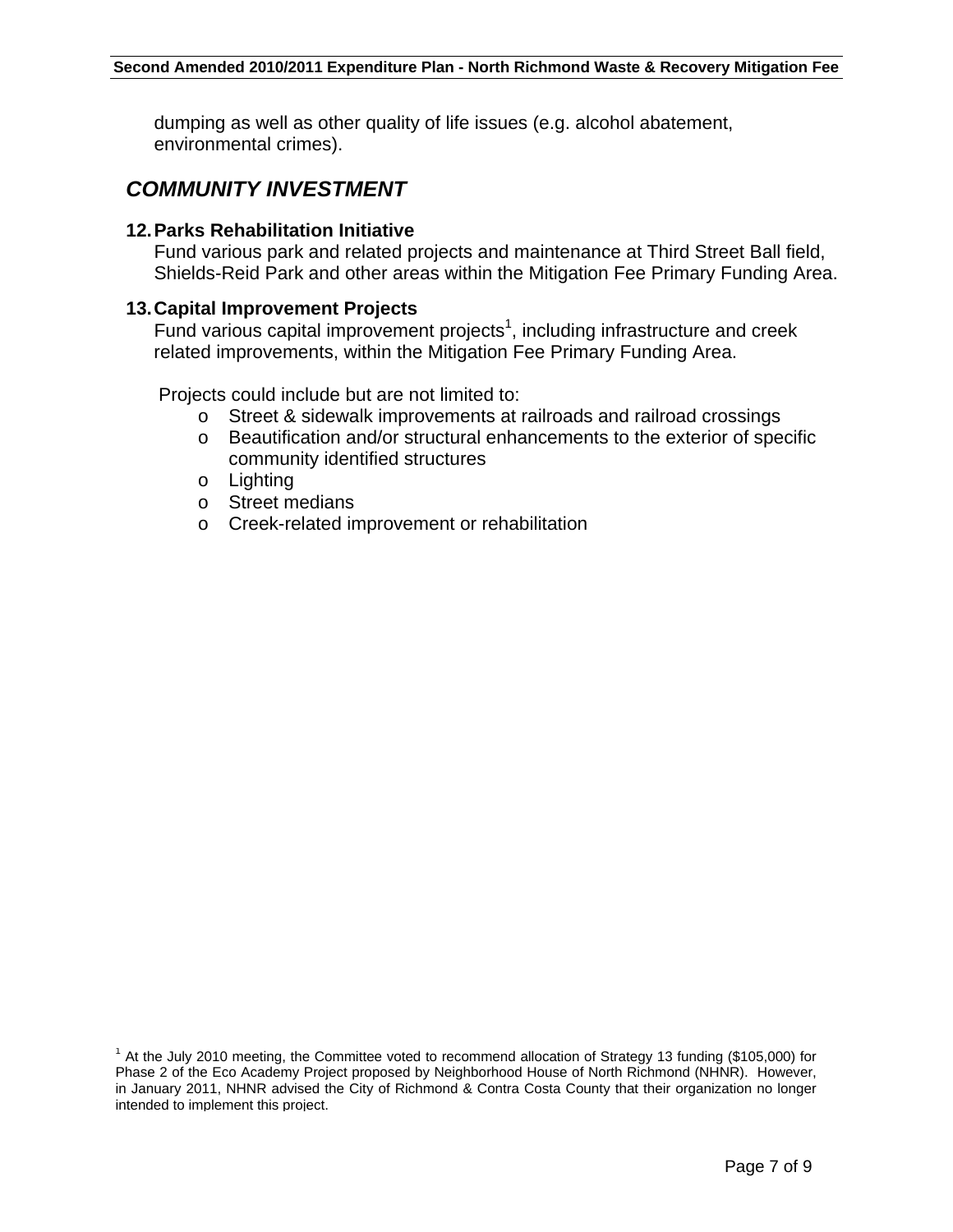dumping as well as other quality of life issues (e.g. alcohol abatement, environmental crimes).

## *COMMUNITY INVESTMENT*

**12. Parks Rehabilitation Initiative**
Fund various park and related projects and maintenance at Third Street Ball field, Shields-Reid Park and other areas within the Mitigation Fee Primary Funding Area.

**13. Capital Improvement Projects**
Fund various capital improvement projects[1], including infrastructure and creek related improvements, within the Mitigation Fee Primary Funding Area.

Projects could include but are not limited to:

- Street & sidewalk improvements at railroads and railroad crossings
- Beautification and/or structural enhancements to the exterior of specific community identified structures
- Lighting
- Street medians
- Creek-related improvement or rehabilitation

[1] At the July 2010 meeting, the Committee voted to recommend allocation of Strategy 13 funding ($105,000) for Phase 2 of the Eco Academy Project proposed by Neighborhood House of North Richmond (NHNR). However, in January 2011, NHNR advised the City of Richmond & Contra Costa County that their organization no longer intended to implement this project.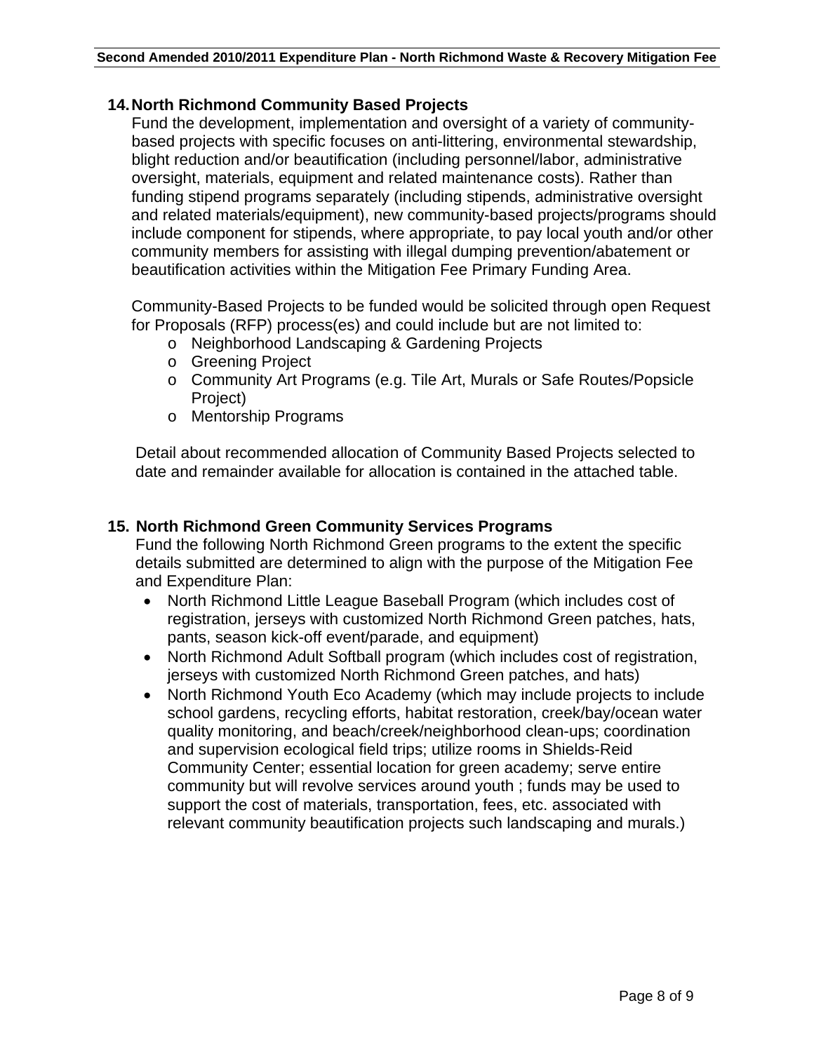## 14. North Richmond Community Based Projects

Fund the development, implementation and oversight of a variety of community-based projects with specific focuses on anti-littering, environmental stewardship, blight reduction and/or beautification (including personnel/labor, administrative oversight, materials, equipment and related maintenance costs). Rather than funding stipend programs separately (including stipends, administrative oversight and related materials/equipment), new community-based projects/programs should include component for stipends, where appropriate, to pay local youth and/or other community members for assisting with illegal dumping prevention/abatement or beautification activities within the Mitigation Fee Primary Funding Area.

Community-Based Projects to be funded would be solicited through open Request for Proposals (RFP) process(es) and could include but are not limited to:

- Neighborhood Landscaping & Gardening Projects
- Greening Project
- Community Art Programs (e.g. Tile Art, Murals or Safe Routes/Popsicle Project)
- Mentorship Programs

Detail about recommended allocation of Community Based Projects selected to date and remainder available for allocation is contained in the attached table.

## 15. North Richmond Green Community Services Programs

Fund the following North Richmond Green programs to the extent the specific details submitted are determined to align with the purpose of the Mitigation Fee and Expenditure Plan:

- North Richmond Little League Baseball Program (which includes cost of registration, jerseys with customized North Richmond Green patches, hats, pants, season kick-off event/parade, and equipment)
- North Richmond Adult Softball program (which includes cost of registration, jerseys with customized North Richmond Green patches, and hats)
- North Richmond Youth Eco Academy (which may include projects to include school gardens, recycling efforts, habitat restoration, creek/bay/ocean water quality monitoring, and beach/creek/neighborhood clean-ups; coordination and supervision ecological field trips; utilize rooms in Shields-Reid Community Center; essential location for green academy; serve entire community but will revolve services around youth ; funds may be used to support the cost of materials, transportation, fees, etc. associated with relevant community beautification projects such landscaping and murals.)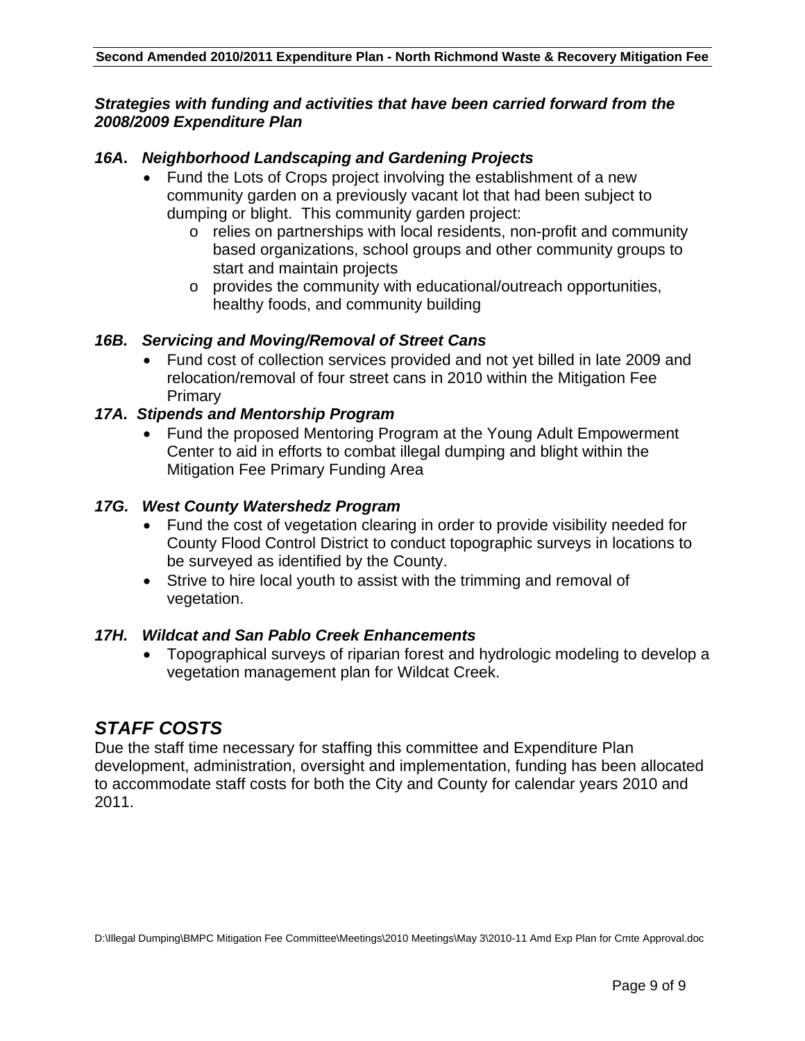***Strategies with funding and activities that have been carried forward from the 2008/2009 Expenditure Plan***

***16A. Neighborhood Landscaping and Gardening Projects***

- Fund the Lots of Crops project involving the establishment of a new community garden on a previously vacant lot that had been subject to dumping or blight. This community garden project:
  - relies on partnerships with local residents, non-profit and community based organizations, school groups and other community groups to start and maintain projects
  - provides the community with educational/outreach opportunities, healthy foods, and community building

***16B. Servicing and Moving/Removal of Street Cans***

- Fund cost of collection services provided and not yet billed in late 2009 and relocation/removal of four street cans in 2010 within the Mitigation Fee Primary

***17A. Stipends and Mentorship Program***

- Fund the proposed Mentoring Program at the Young Adult Empowerment Center to aid in efforts to combat illegal dumping and blight within the Mitigation Fee Primary Funding Area

***17G. West County Watershedz Program***

- Fund the cost of vegetation clearing in order to provide visibility needed for County Flood Control District to conduct topographic surveys in locations to be surveyed as identified by the County.
- Strive to hire local youth to assist with the trimming and removal of vegetation.

***17H. Wildcat and San Pablo Creek Enhancements***

- Topographical surveys of riparian forest and hydrologic modeling to develop a vegetation management plan for Wildcat Creek.

## *STAFF COSTS*

Due the staff time necessary for staffing this committee and Expenditure Plan development, administration, oversight and implementation, funding has been allocated to accommodate staff costs for both the City and County for calendar years 2010 and 2011.

D:\Illegal Dumping\BMPC Mitigation Fee Committee\Meetings\2010 Meetings\May 3\2010-11 Amd Exp Plan for Cmte Approval.doc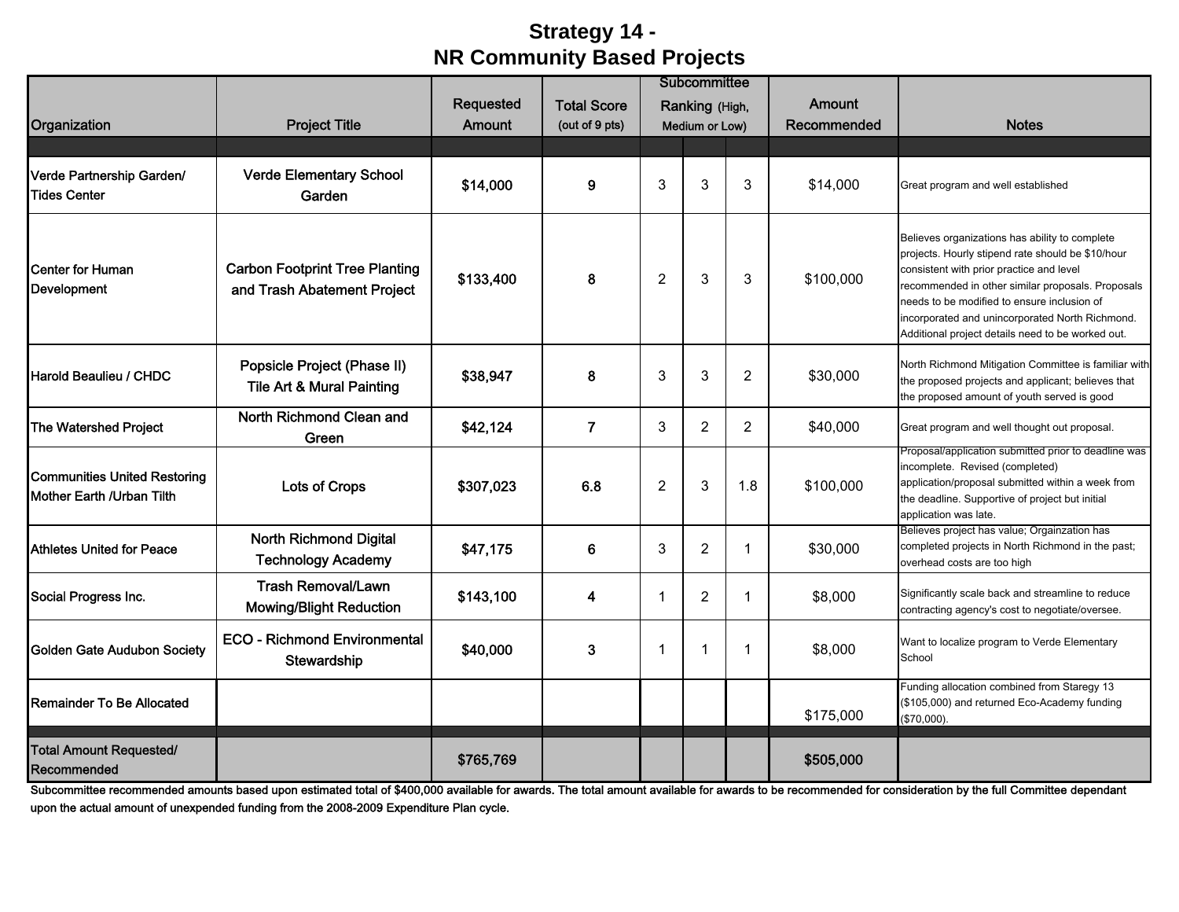# Strategy 14 -
# NR Community Based Projects

| Organization | Project Title | Requested Amount | Total Score (out of 9 pts) | Subcommittee Ranking (High, Medium or Low) | | | Amount Recommended | Notes |
|---|---|---|---|---|---|---|---|---|
| Verde Partnership Garden/ Tides Center | Verde Elementary School Garden | $14,000 | 9 | 3 | 3 | 3 | $14,000 | Great program and well established |
| Center for Human Development | Carbon Footprint Tree Planting and Trash Abatement Project | $133,400 | 8 | 2 | 3 | 3 | $100,000 | Believes organizations has ability to complete projects. Hourly stipend rate should be $10/hour consistent with prior practice and level recommended in other similar proposals. Proposals needs to be modified to ensure inclusion of incorporated and unincorporated North Richmond. Additional project details need to be worked out. |
| Harold Beaulieu / CHDC | Popsicle Project (Phase II) Tile Art & Mural Painting | $38,947 | 8 | 3 | 3 | 2 | $30,000 | North Richmond Mitigation Committee is familiar with the proposed projects and applicant; believes that the proposed amount of youth served is good |
| The Watershed Project | North Richmond Clean and Green | $42,124 | 7 | 3 | 2 | 2 | $40,000 | Great program and well thought out proposal. |
| Communities United Restoring Mother Earth /Urban Tilth | Lots of Crops | $307,023 | 6.8 | 2 | 3 | 1.8 | $100,000 | Proposal/application submitted prior to deadline was incomplete. Revised (completed) application/proposal submitted within a week from the deadline. Supportive of project but initial application was late. |
| Athletes United for Peace | North Richmond Digital Technology Academy | $47,175 | 6 | 3 | 2 | 1 | $30,000 | Believes project has value; Orgainzation has completed projects in North Richmond in the past; overhead costs are too high |
| Social Progress Inc. | Trash Removal/Lawn Mowing/Blight Reduction | $143,100 | 4 | 1 | 2 | 1 | $8,000 | Significantly scale back and streamline to reduce contracting agency's cost to negotiate/oversee. |
| Golden Gate Audubon Society | ECO - Richmond Environmental Stewardship | $40,000 | 3 | 1 | 1 | 1 | $8,000 | Want to localize program to Verde Elementary School |
| Remainder To Be Allocated | | | | | | | $175,000 | Funding allocation combined from Staregy 13 ($105,000) and returned Eco-Academy funding ($70,000). |
| Total Amount Requested/ Recommended | | $765,769 | | | | | $505,000 | |

**Subcommittee recommended amounts based upon estimated total of $400,000 available for awards. The total amount available for awards to be recommended for consideration by the full Committee dependant upon the actual amount of unexpended funding from the 2008-2009 Expenditure Plan cycle.**